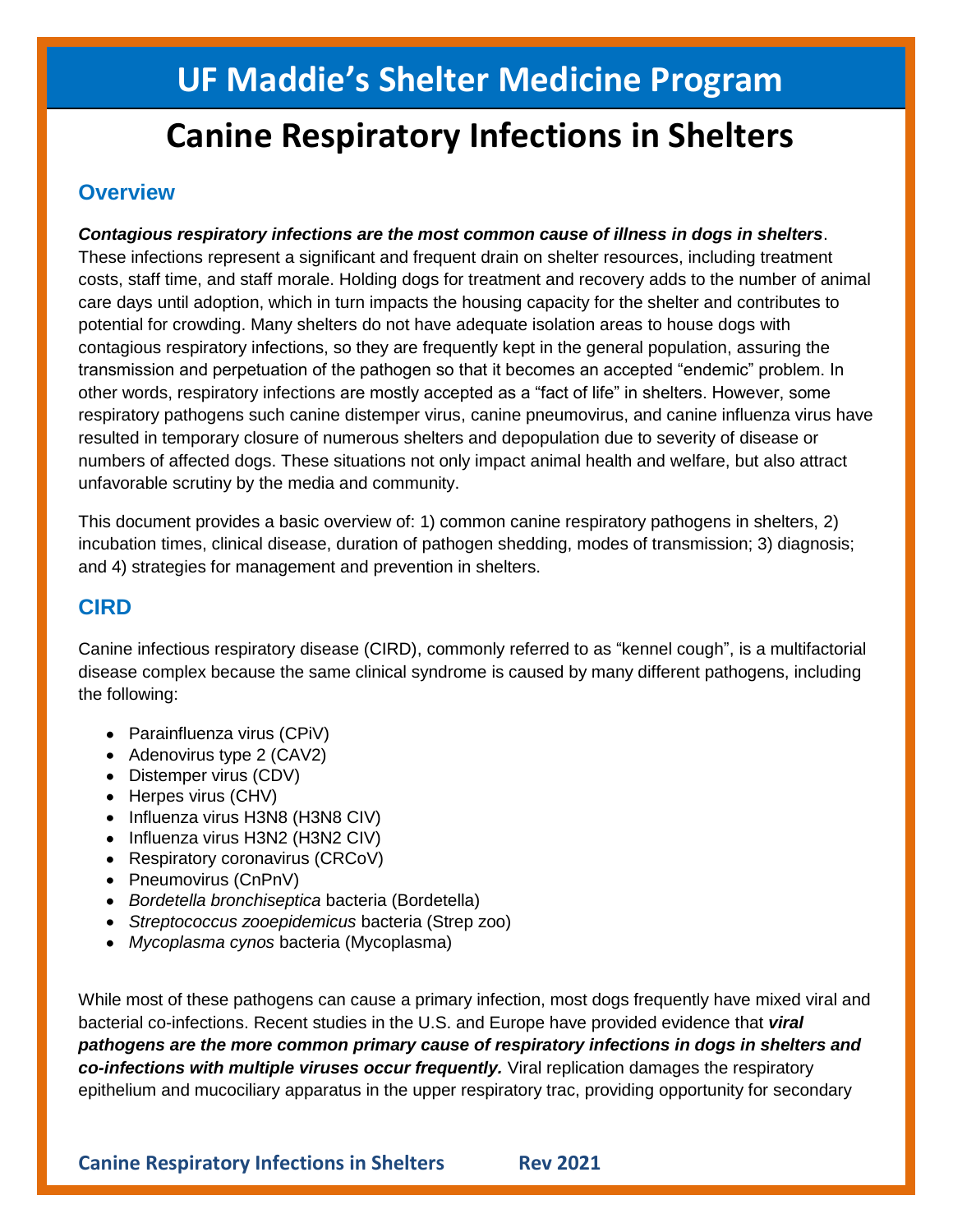# UF Maddie's Shelter Medicine Program

# Canine Respiratory Infections in Shelters

## Overview

***Contagious respiratory infections are the most common cause of illness in dogs in shelters***. These infections represent a significant and frequent drain on shelter resources, including treatment costs, staff time, and staff morale. Holding dogs for treatment and recovery adds to the number of animal care days until adoption, which in turn impacts the housing capacity for the shelter and contributes to potential for crowding. Many shelters do not have adequate isolation areas to house dogs with contagious respiratory infections, so they are frequently kept in the general population, assuring the transmission and perpetuation of the pathogen so that it becomes an accepted "endemic" problem. In other words, respiratory infections are mostly accepted as a "fact of life" in shelters. However, some respiratory pathogens such canine distemper virus, canine pneumovirus, and canine influenza virus have resulted in temporary closure of numerous shelters and depopulation due to severity of disease or numbers of affected dogs. These situations not only impact animal health and welfare, but also attract unfavorable scrutiny by the media and community.

This document provides a basic overview of: 1) common canine respiratory pathogens in shelters, 2) incubation times, clinical disease, duration of pathogen shedding, modes of transmission; 3) diagnosis; and 4) strategies for management and prevention in shelters.

## CIRD

Canine infectious respiratory disease (CIRD), commonly referred to as "kennel cough", is a multifactorial disease complex because the same clinical syndrome is caused by many different pathogens, including the following:

- Parainfluenza virus (CPiV)
- Adenovirus type 2 (CAV2)
- Distemper virus (CDV)
- Herpes virus (CHV)
- Influenza virus H3N8 (H3N8 CIV)
- Influenza virus H3N2 (H3N2 CIV)
- Respiratory coronavirus (CRCoV)
- Pneumovirus (CnPnV)
- *Bordetella bronchiseptica* bacteria (Bordetella)
- *Streptococcus zooepidemicus* bacteria (Strep zoo)
- *Mycoplasma cynos* bacteria (Mycoplasma)

While most of these pathogens can cause a primary infection, most dogs frequently have mixed viral and bacterial co-infections. Recent studies in the U.S. and Europe have provided evidence that ***viral pathogens are the more common primary cause of respiratory infections in dogs in shelters and co-infections with multiple viruses occur frequently.*** Viral replication damages the respiratory epithelium and mucociliary apparatus in the upper respiratory trac, providing opportunity for secondary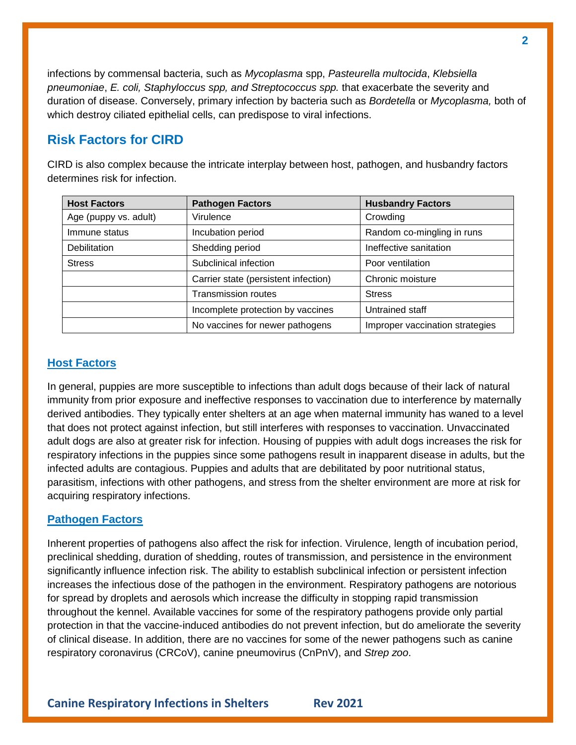infections by commensal bacteria, such as *Mycoplasma* spp, *Pasteurella multocida*, *Klebsiella pneumoniae*, *E. coli, Staphyloccus spp, and Streptococcus spp.* that exacerbate the severity and duration of disease. Conversely, primary infection by bacteria such as *Bordetella* or *Mycoplasma,* both of which destroy ciliated epithelial cells, can predispose to viral infections.

## Risk Factors for CIRD

CIRD is also complex because the intricate interplay between host, pathogen, and husbandry factors determines risk for infection.

| Host Factors | Pathogen Factors | Husbandry Factors |
|---|---|---|
| Age (puppy vs. adult) | Virulence | Crowding |
| Immune status | Incubation period | Random co-mingling in runs |
| Debilitation | Shedding period | Ineffective sanitation |
| Stress | Subclinical infection | Poor ventilation |
| | Carrier state (persistent infection) | Chronic moisture |
| | Transmission routes | Stress |
| | Incomplete protection by vaccines | Untrained staff |
| | No vaccines for newer pathogens | Improper vaccination strategies |

### Host Factors

In general, puppies are more susceptible to infections than adult dogs because of their lack of natural immunity from prior exposure and ineffective responses to vaccination due to interference by maternally derived antibodies. They typically enter shelters at an age when maternal immunity has waned to a level that does not protect against infection, but still interferes with responses to vaccination. Unvaccinated adult dogs are also at greater risk for infection. Housing of puppies with adult dogs increases the risk for respiratory infections in the puppies since some pathogens result in inapparent disease in adults, but the infected adults are contagious. Puppies and adults that are debilitated by poor nutritional status, parasitism, infections with other pathogens, and stress from the shelter environment are more at risk for acquiring respiratory infections.

### Pathogen Factors

Inherent properties of pathogens also affect the risk for infection. Virulence, length of incubation period, preclinical shedding, duration of shedding, routes of transmission, and persistence in the environment significantly influence infection risk. The ability to establish subclinical infection or persistent infection increases the infectious dose of the pathogen in the environment. Respiratory pathogens are notorious for spread by droplets and aerosols which increase the difficulty in stopping rapid transmission throughout the kennel. Available vaccines for some of the respiratory pathogens provide only partial protection in that the vaccine-induced antibodies do not prevent infection, but do ameliorate the severity of clinical disease. In addition, there are no vaccines for some of the newer pathogens such as canine respiratory coronavirus (CRCoV), canine pneumovirus (CnPnV), and *Strep zoo*.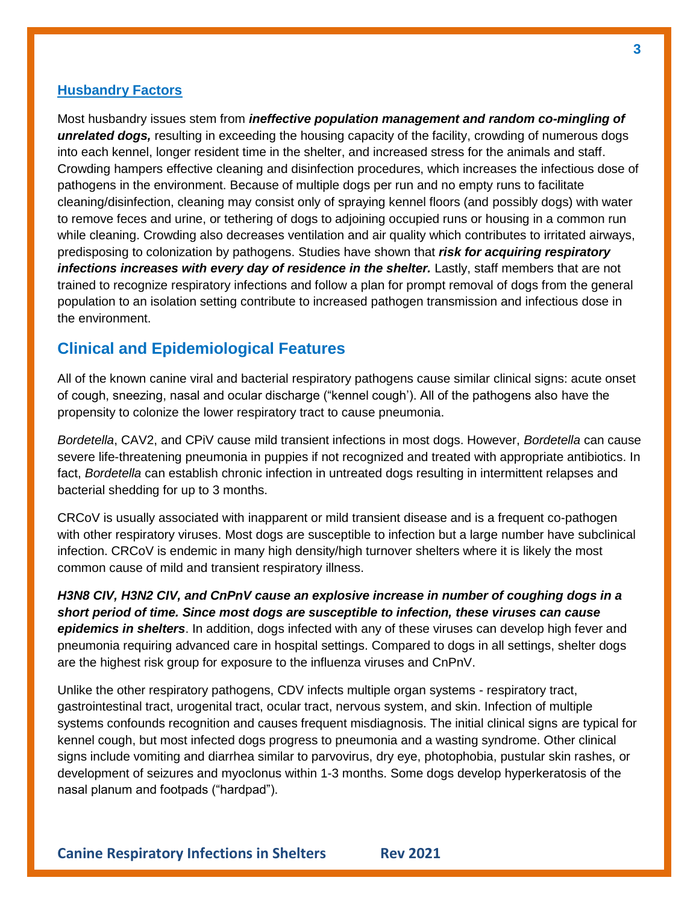### Husbandry Factors

Most husbandry issues stem from ***ineffective population management and random co-mingling of unrelated dogs,*** resulting in exceeding the housing capacity of the facility, crowding of numerous dogs into each kennel, longer resident time in the shelter, and increased stress for the animals and staff. Crowding hampers effective cleaning and disinfection procedures, which increases the infectious dose of pathogens in the environment. Because of multiple dogs per run and no empty runs to facilitate cleaning/disinfection, cleaning may consist only of spraying kennel floors (and possibly dogs) with water to remove feces and urine, or tethering of dogs to adjoining occupied runs or housing in a common run while cleaning. Crowding also decreases ventilation and air quality which contributes to irritated airways, predisposing to colonization by pathogens. Studies have shown that ***risk for acquiring respiratory infections increases with every day of residence in the shelter.*** Lastly, staff members that are not trained to recognize respiratory infections and follow a plan for prompt removal of dogs from the general population to an isolation setting contribute to increased pathogen transmission and infectious dose in the environment.

## Clinical and Epidemiological Features

All of the known canine viral and bacterial respiratory pathogens cause similar clinical signs: acute onset of cough, sneezing, nasal and ocular discharge ("kennel cough'). All of the pathogens also have the propensity to colonize the lower respiratory tract to cause pneumonia.

*Bordetella*, CAV2, and CPiV cause mild transient infections in most dogs. However, *Bordetella* can cause severe life-threatening pneumonia in puppies if not recognized and treated with appropriate antibiotics. In fact, *Bordetella* can establish chronic infection in untreated dogs resulting in intermittent relapses and bacterial shedding for up to 3 months.

CRCoV is usually associated with inapparent or mild transient disease and is a frequent co-pathogen with other respiratory viruses. Most dogs are susceptible to infection but a large number have subclinical infection. CRCoV is endemic in many high density/high turnover shelters where it is likely the most common cause of mild and transient respiratory illness.

***H3N8 CIV, H3N2 CIV, and CnPnV cause an explosive increase in number of coughing dogs in a short period of time. Since most dogs are susceptible to infection, these viruses can cause epidemics in shelters***. In addition, dogs infected with any of these viruses can develop high fever and pneumonia requiring advanced care in hospital settings. Compared to dogs in all settings, shelter dogs are the highest risk group for exposure to the influenza viruses and CnPnV.

Unlike the other respiratory pathogens, CDV infects multiple organ systems - respiratory tract, gastrointestinal tract, urogenital tract, ocular tract, nervous system, and skin. Infection of multiple systems confounds recognition and causes frequent misdiagnosis. The initial clinical signs are typical for kennel cough, but most infected dogs progress to pneumonia and a wasting syndrome. Other clinical signs include vomiting and diarrhea similar to parvovirus, dry eye, photophobia, pustular skin rashes, or development of seizures and myoclonus within 1-3 months. Some dogs develop hyperkeratosis of the nasal planum and footpads ("hardpad").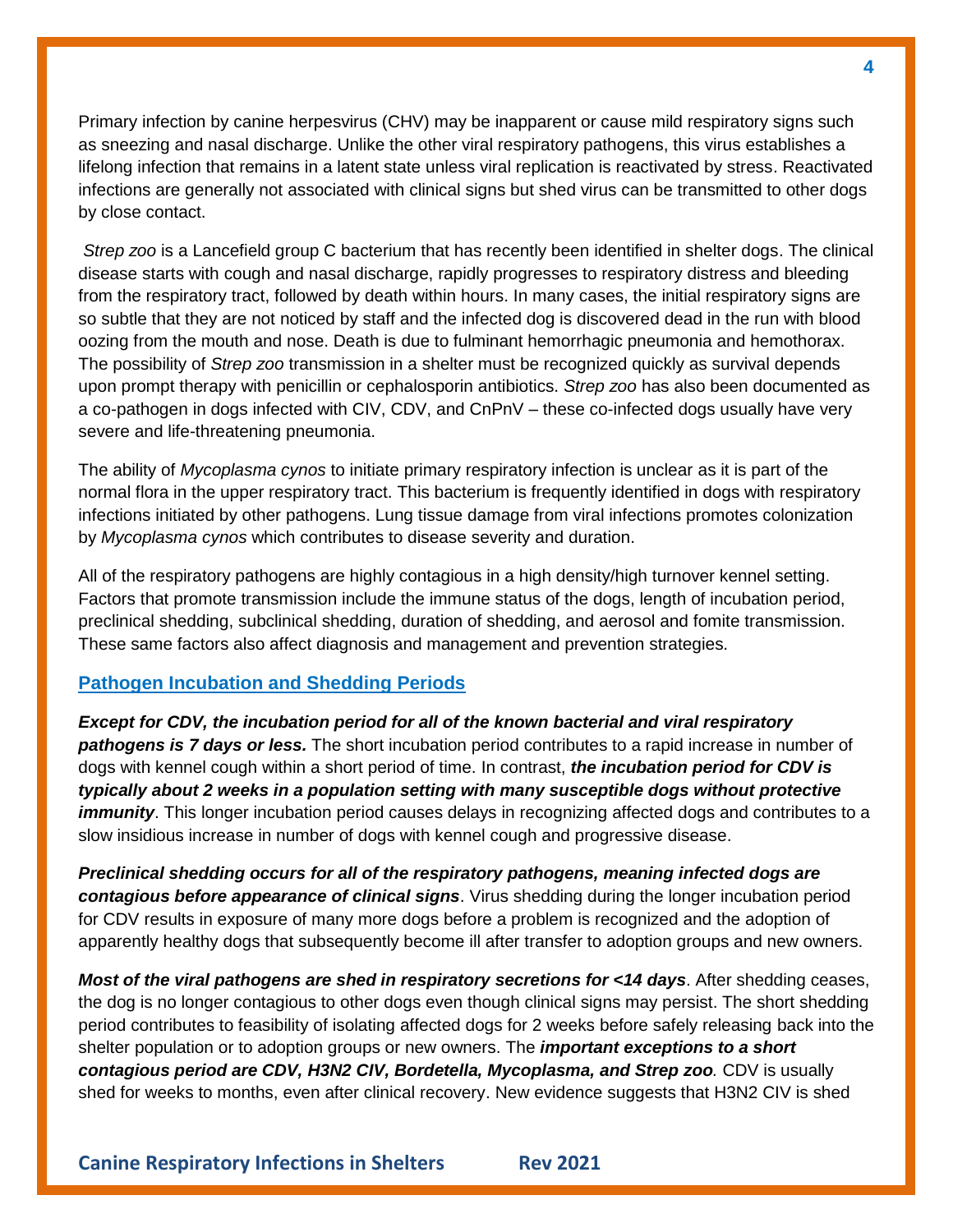Primary infection by canine herpesvirus (CHV) may be inapparent or cause mild respiratory signs such as sneezing and nasal discharge. Unlike the other viral respiratory pathogens, this virus establishes a lifelong infection that remains in a latent state unless viral replication is reactivated by stress. Reactivated infections are generally not associated with clinical signs but shed virus can be transmitted to other dogs by close contact.

*Strep zoo* is a Lancefield group C bacterium that has recently been identified in shelter dogs. The clinical disease starts with cough and nasal discharge, rapidly progresses to respiratory distress and bleeding from the respiratory tract, followed by death within hours. In many cases, the initial respiratory signs are so subtle that they are not noticed by staff and the infected dog is discovered dead in the run with blood oozing from the mouth and nose. Death is due to fulminant hemorrhagic pneumonia and hemothorax. The possibility of *Strep zoo* transmission in a shelter must be recognized quickly as survival depends upon prompt therapy with penicillin or cephalosporin antibiotics. *Strep zoo* has also been documented as a co-pathogen in dogs infected with CIV, CDV, and CnPnV – these co-infected dogs usually have very severe and life-threatening pneumonia.

The ability of *Mycoplasma cynos* to initiate primary respiratory infection is unclear as it is part of the normal flora in the upper respiratory tract. This bacterium is frequently identified in dogs with respiratory infections initiated by other pathogens. Lung tissue damage from viral infections promotes colonization by *Mycoplasma cynos* which contributes to disease severity and duration.

All of the respiratory pathogens are highly contagious in a high density/high turnover kennel setting. Factors that promote transmission include the immune status of the dogs, length of incubation period, preclinical shedding, subclinical shedding, duration of shedding, and aerosol and fomite transmission. These same factors also affect diagnosis and management and prevention strategies.

## Pathogen Incubation and Shedding Periods

***Except for CDV, the incubation period for all of the known bacterial and viral respiratory pathogens is 7 days or less.*** The short incubation period contributes to a rapid increase in number of dogs with kennel cough within a short period of time. In contrast, ***the incubation period for CDV is typically about 2 weeks in a population setting with many susceptible dogs without protective immunity***. This longer incubation period causes delays in recognizing affected dogs and contributes to a slow insidious increase in number of dogs with kennel cough and progressive disease.

***Preclinical shedding occurs for all of the respiratory pathogens, meaning infected dogs are contagious before appearance of clinical signs***. Virus shedding during the longer incubation period for CDV results in exposure of many more dogs before a problem is recognized and the adoption of apparently healthy dogs that subsequently become ill after transfer to adoption groups and new owners.

***Most of the viral pathogens are shed in respiratory secretions for <14 days***. After shedding ceases, the dog is no longer contagious to other dogs even though clinical signs may persist. The short shedding period contributes to feasibility of isolating affected dogs for 2 weeks before safely releasing back into the shelter population or to adoption groups or new owners. The ***important exceptions to a short contagious period are CDV, H3N2 CIV, Bordetella, Mycoplasma, and Strep zoo***. CDV is usually shed for weeks to months, even after clinical recovery. New evidence suggests that H3N2 CIV is shed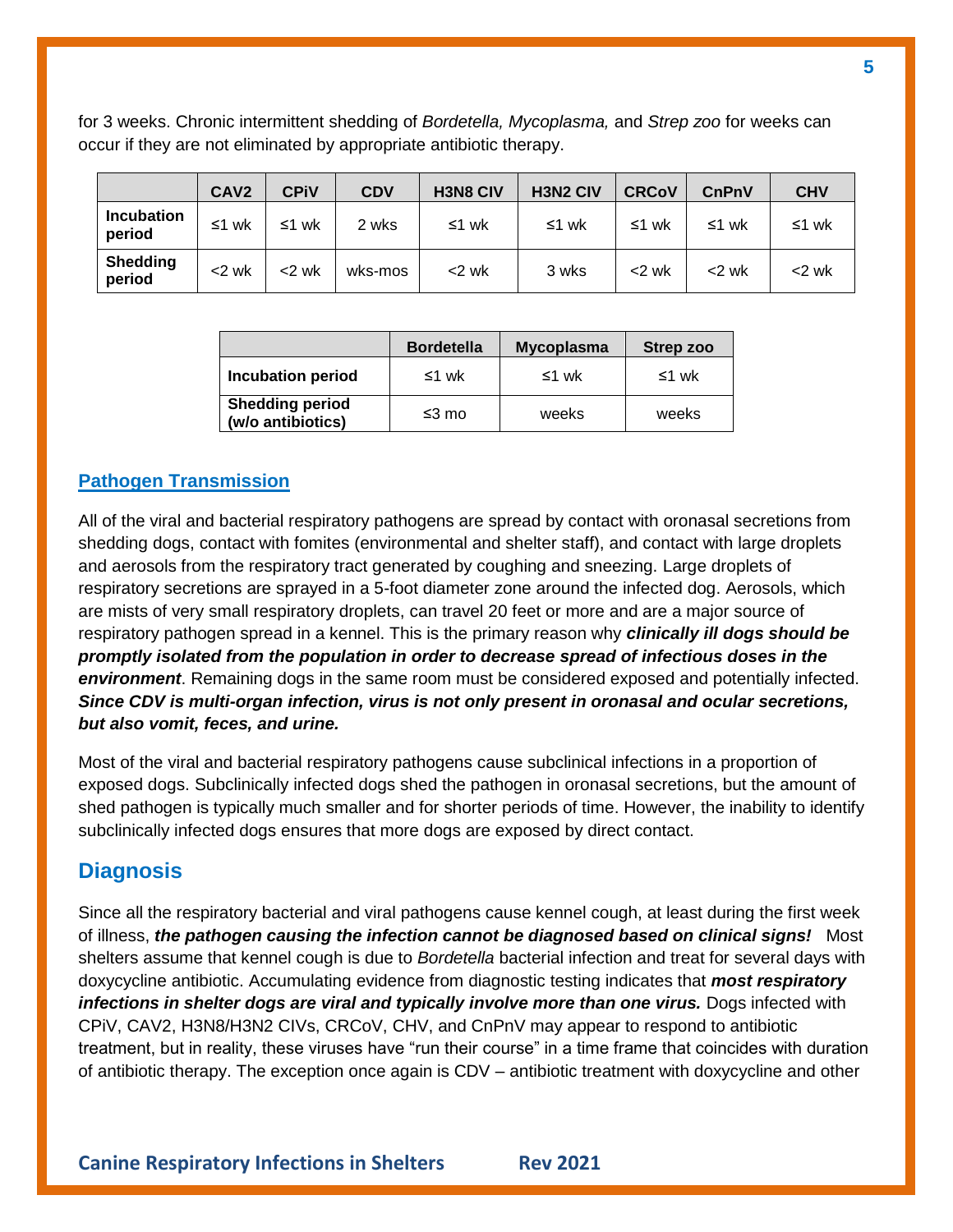for 3 weeks. Chronic intermittent shedding of *Bordetella, Mycoplasma,* and *Strep zoo* for weeks can occur if they are not eliminated by appropriate antibiotic therapy.

| | CAV2 | CPiV | CDV | H3N8 CIV | H3N2 CIV | CRCoV | CnPnV | CHV |
|---|---|---|---|---|---|---|---|---|
| **Incubation period** | ≤1 wk | ≤1 wk | 2 wks | ≤1 wk | ≤1 wk | ≤1 wk | ≤1 wk | ≤1 wk |
| **Shedding period** | <2 wk | <2 wk | wks-mos | <2 wk | 3 wks | <2 wk | <2 wk | <2 wk |

| | Bordetella | Mycoplasma | Strep zoo |
|---|---|---|---|
| **Incubation period** | ≤1 wk | ≤1 wk | ≤1 wk |
| **Shedding period (w/o antibiotics)** | ≤3 mo | weeks | weeks |

### Pathogen Transmission

All of the viral and bacterial respiratory pathogens are spread by contact with oronasal secretions from shedding dogs, contact with fomites (environmental and shelter staff), and contact with large droplets and aerosols from the respiratory tract generated by coughing and sneezing. Large droplets of respiratory secretions are sprayed in a 5-foot diameter zone around the infected dog. Aerosols, which are mists of very small respiratory droplets, can travel 20 feet or more and are a major source of respiratory pathogen spread in a kennel. This is the primary reason why ***clinically ill dogs should be promptly isolated from the population in order to decrease spread of infectious doses in the environment***. Remaining dogs in the same room must be considered exposed and potentially infected. ***Since CDV is multi-organ infection, virus is not only present in oronasal and ocular secretions, but also vomit, feces, and urine.***

Most of the viral and bacterial respiratory pathogens cause subclinical infections in a proportion of exposed dogs. Subclinically infected dogs shed the pathogen in oronasal secretions, but the amount of shed pathogen is typically much smaller and for shorter periods of time. However, the inability to identify subclinically infected dogs ensures that more dogs are exposed by direct contact.

## Diagnosis

Since all the respiratory bacterial and viral pathogens cause kennel cough, at least during the first week of illness, ***the pathogen causing the infection cannot be diagnosed based on clinical signs!*** Most shelters assume that kennel cough is due to *Bordetella* bacterial infection and treat for several days with doxycycline antibiotic. Accumulating evidence from diagnostic testing indicates that ***most respiratory infections in shelter dogs are viral and typically involve more than one virus.*** Dogs infected with CPiV, CAV2, H3N8/H3N2 CIVs, CRCoV, CHV, and CnPnV may appear to respond to antibiotic treatment, but in reality, these viruses have "run their course" in a time frame that coincides with duration of antibiotic therapy. The exception once again is CDV – antibiotic treatment with doxycycline and other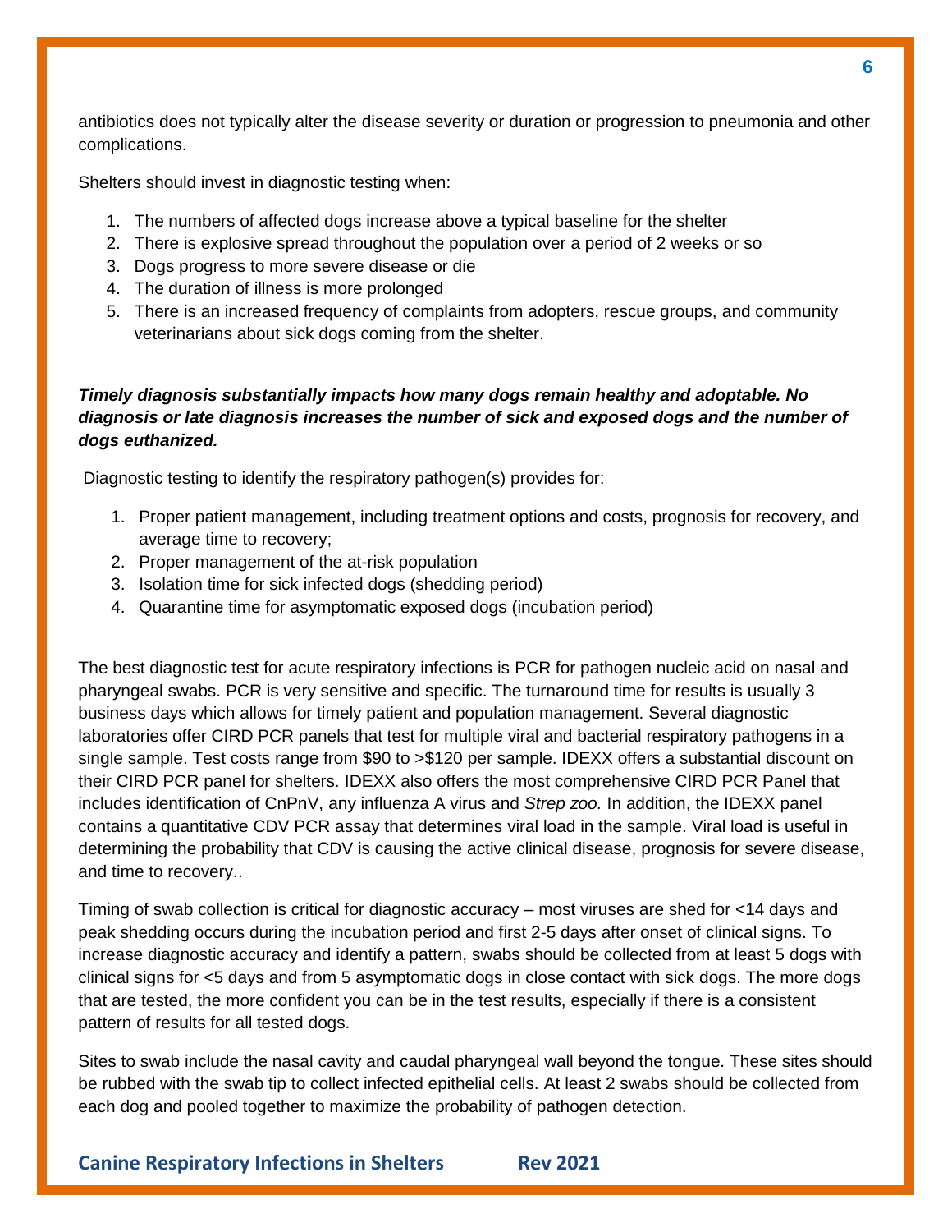antibiotics does not typically alter the disease severity or duration or progression to pneumonia and other complications.

Shelters should invest in diagnostic testing when:

1. The numbers of affected dogs increase above a typical baseline for the shelter
2. There is explosive spread throughout the population over a period of 2 weeks or so
3. Dogs progress to more severe disease or die
4. The duration of illness is more prolonged
5. There is an increased frequency of complaints from adopters, rescue groups, and community veterinarians about sick dogs coming from the shelter.

***Timely diagnosis substantially impacts how many dogs remain healthy and adoptable. No diagnosis or late diagnosis increases the number of sick and exposed dogs and the number of dogs euthanized.***

Diagnostic testing to identify the respiratory pathogen(s) provides for:

1. Proper patient management, including treatment options and costs, prognosis for recovery, and average time to recovery;
2. Proper management of the at-risk population
3. Isolation time for sick infected dogs (shedding period)
4. Quarantine time for asymptomatic exposed dogs (incubation period)

The best diagnostic test for acute respiratory infections is PCR for pathogen nucleic acid on nasal and pharyngeal swabs. PCR is very sensitive and specific. The turnaround time for results is usually 3 business days which allows for timely patient and population management. Several diagnostic laboratories offer CIRD PCR panels that test for multiple viral and bacterial respiratory pathogens in a single sample. Test costs range from $90 to >$120 per sample. IDEXX offers a substantial discount on their CIRD PCR panel for shelters. IDEXX also offers the most comprehensive CIRD PCR Panel that includes identification of CnPnV, any influenza A virus and *Strep zoo.* In addition, the IDEXX panel contains a quantitative CDV PCR assay that determines viral load in the sample. Viral load is useful in determining the probability that CDV is causing the active clinical disease, prognosis for severe disease, and time to recovery..

Timing of swab collection is critical for diagnostic accuracy – most viruses are shed for <14 days and peak shedding occurs during the incubation period and first 2-5 days after onset of clinical signs. To increase diagnostic accuracy and identify a pattern, swabs should be collected from at least 5 dogs with clinical signs for <5 days and from 5 asymptomatic dogs in close contact with sick dogs. The more dogs that are tested, the more confident you can be in the test results, especially if there is a consistent pattern of results for all tested dogs.

Sites to swab include the nasal cavity and caudal pharyngeal wall beyond the tongue. These sites should be rubbed with the swab tip to collect infected epithelial cells. At least 2 swabs should be collected from each dog and pooled together to maximize the probability of pathogen detection.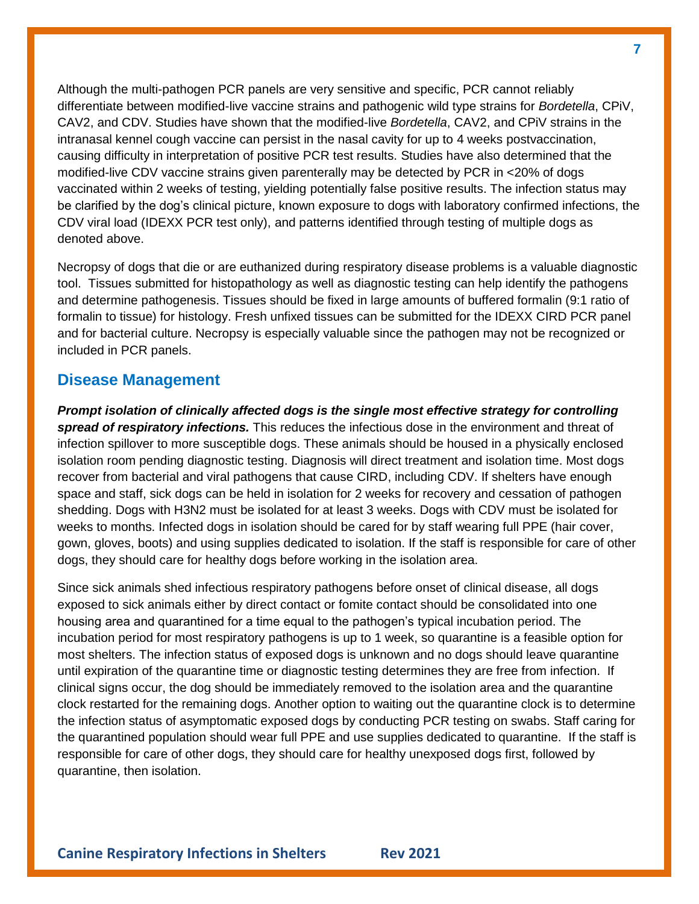Although the multi-pathogen PCR panels are very sensitive and specific, PCR cannot reliably differentiate between modified-live vaccine strains and pathogenic wild type strains for *Bordetella*, CPiV, CAV2, and CDV. Studies have shown that the modified-live *Bordetella*, CAV2, and CPiV strains in the intranasal kennel cough vaccine can persist in the nasal cavity for up to 4 weeks postvaccination, causing difficulty in interpretation of positive PCR test results. Studies have also determined that the modified-live CDV vaccine strains given parenterally may be detected by PCR in <20% of dogs vaccinated within 2 weeks of testing, yielding potentially false positive results. The infection status may be clarified by the dog's clinical picture, known exposure to dogs with laboratory confirmed infections, the CDV viral load (IDEXX PCR test only), and patterns identified through testing of multiple dogs as denoted above.

Necropsy of dogs that die or are euthanized during respiratory disease problems is a valuable diagnostic tool. Tissues submitted for histopathology as well as diagnostic testing can help identify the pathogens and determine pathogenesis. Tissues should be fixed in large amounts of buffered formalin (9:1 ratio of formalin to tissue) for histology. Fresh unfixed tissues can be submitted for the IDEXX CIRD PCR panel and for bacterial culture. Necropsy is especially valuable since the pathogen may not be recognized or included in PCR panels.

## Disease Management

***Prompt isolation of clinically affected dogs is the single most effective strategy for controlling spread of respiratory infections.*** This reduces the infectious dose in the environment and threat of infection spillover to more susceptible dogs. These animals should be housed in a physically enclosed isolation room pending diagnostic testing. Diagnosis will direct treatment and isolation time. Most dogs recover from bacterial and viral pathogens that cause CIRD, including CDV. If shelters have enough space and staff, sick dogs can be held in isolation for 2 weeks for recovery and cessation of pathogen shedding. Dogs with H3N2 must be isolated for at least 3 weeks. Dogs with CDV must be isolated for weeks to months. Infected dogs in isolation should be cared for by staff wearing full PPE (hair cover, gown, gloves, boots) and using supplies dedicated to isolation. If the staff is responsible for care of other dogs, they should care for healthy dogs before working in the isolation area.

Since sick animals shed infectious respiratory pathogens before onset of clinical disease, all dogs exposed to sick animals either by direct contact or fomite contact should be consolidated into one housing area and quarantined for a time equal to the pathogen's typical incubation period. The incubation period for most respiratory pathogens is up to 1 week, so quarantine is a feasible option for most shelters. The infection status of exposed dogs is unknown and no dogs should leave quarantine until expiration of the quarantine time or diagnostic testing determines they are free from infection. If clinical signs occur, the dog should be immediately removed to the isolation area and the quarantine clock restarted for the remaining dogs. Another option to waiting out the quarantine clock is to determine the infection status of asymptomatic exposed dogs by conducting PCR testing on swabs. Staff caring for the quarantined population should wear full PPE and use supplies dedicated to quarantine. If the staff is responsible for care of other dogs, they should care for healthy unexposed dogs first, followed by quarantine, then isolation.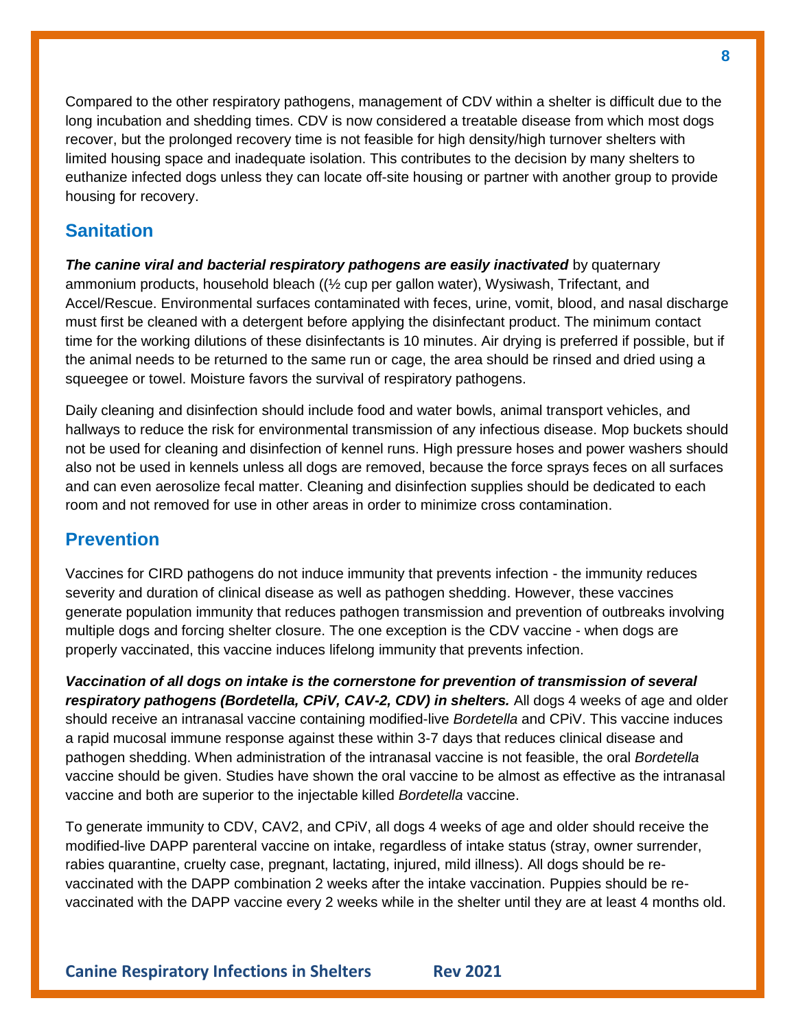Compared to the other respiratory pathogens, management of CDV within a shelter is difficult due to the long incubation and shedding times. CDV is now considered a treatable disease from which most dogs recover, but the prolonged recovery time is not feasible for high density/high turnover shelters with limited housing space and inadequate isolation. This contributes to the decision by many shelters to euthanize infected dogs unless they can locate off-site housing or partner with another group to provide housing for recovery.

## Sanitation

***The canine viral and bacterial respiratory pathogens are easily inactivated*** by quaternary ammonium products, household bleach ((½ cup per gallon water), Wysiwash, Trifectant, and Accel/Rescue. Environmental surfaces contaminated with feces, urine, vomit, blood, and nasal discharge must first be cleaned with a detergent before applying the disinfectant product. The minimum contact time for the working dilutions of these disinfectants is 10 minutes. Air drying is preferred if possible, but if the animal needs to be returned to the same run or cage, the area should be rinsed and dried using a squeegee or towel. Moisture favors the survival of respiratory pathogens.

Daily cleaning and disinfection should include food and water bowls, animal transport vehicles, and hallways to reduce the risk for environmental transmission of any infectious disease. Mop buckets should not be used for cleaning and disinfection of kennel runs. High pressure hoses and power washers should also not be used in kennels unless all dogs are removed, because the force sprays feces on all surfaces and can even aerosolize fecal matter. Cleaning and disinfection supplies should be dedicated to each room and not removed for use in other areas in order to minimize cross contamination.

## Prevention

Vaccines for CIRD pathogens do not induce immunity that prevents infection - the immunity reduces severity and duration of clinical disease as well as pathogen shedding. However, these vaccines generate population immunity that reduces pathogen transmission and prevention of outbreaks involving multiple dogs and forcing shelter closure. The one exception is the CDV vaccine - when dogs are properly vaccinated, this vaccine induces lifelong immunity that prevents infection.

***Vaccination of all dogs on intake is the cornerstone for prevention of transmission of several respiratory pathogens (Bordetella, CPiV, CAV-2, CDV) in shelters.*** All dogs 4 weeks of age and older should receive an intranasal vaccine containing modified-live *Bordetella* and CPiV. This vaccine induces a rapid mucosal immune response against these within 3-7 days that reduces clinical disease and pathogen shedding. When administration of the intranasal vaccine is not feasible, the oral *Bordetella* vaccine should be given. Studies have shown the oral vaccine to be almost as effective as the intranasal vaccine and both are superior to the injectable killed *Bordetella* vaccine.

To generate immunity to CDV, CAV2, and CPiV, all dogs 4 weeks of age and older should receive the modified-live DAPP parenteral vaccine on intake, regardless of intake status (stray, owner surrender, rabies quarantine, cruelty case, pregnant, lactating, injured, mild illness). All dogs should be re-vaccinated with the DAPP combination 2 weeks after the intake vaccination. Puppies should be re-vaccinated with the DAPP vaccine every 2 weeks while in the shelter until they are at least 4 months old.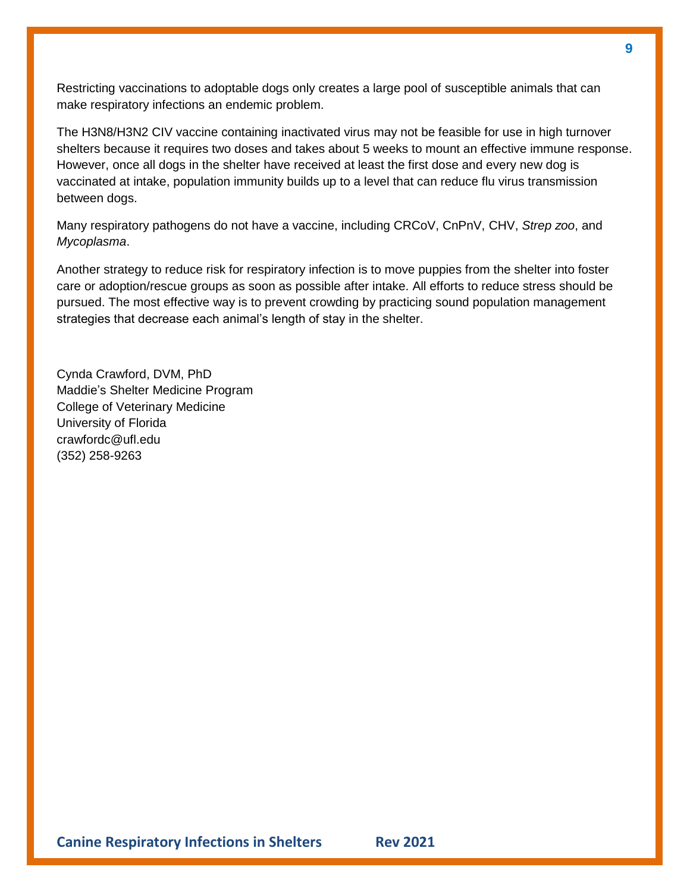Restricting vaccinations to adoptable dogs only creates a large pool of susceptible animals that can make respiratory infections an endemic problem.

The H3N8/H3N2 CIV vaccine containing inactivated virus may not be feasible for use in high turnover shelters because it requires two doses and takes about 5 weeks to mount an effective immune response. However, once all dogs in the shelter have received at least the first dose and every new dog is vaccinated at intake, population immunity builds up to a level that can reduce flu virus transmission between dogs.

Many respiratory pathogens do not have a vaccine, including CRCoV, CnPnV, CHV, *Strep zoo*, and *Mycoplasma*.

Another strategy to reduce risk for respiratory infection is to move puppies from the shelter into foster care or adoption/rescue groups as soon as possible after intake. All efforts to reduce stress should be pursued. The most effective way is to prevent crowding by practicing sound population management strategies that decrease each animal's length of stay in the shelter.

Cynda Crawford, DVM, PhD
Maddie's Shelter Medicine Program
College of Veterinary Medicine
University of Florida
crawfordc@ufl.edu
(352) 258-9263